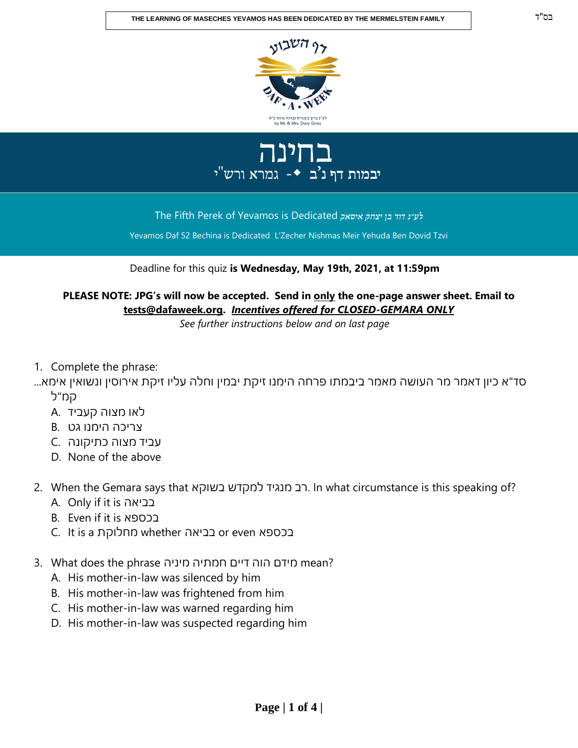THE LEARNING OF MASECHES YEVAMOS HAS BEEN DEDICATED BY THE MERMELSTEIN FAMILY

בס"ד

דף השבוע

DAF • A • WEEK

לע"נ ברוך בענדיט וברכה גרוס ע"ה
by Mr. & Mrs. Duvy Gross

# בחינה

## יבמות דף נ׳ב ◆- גמרא ורש"י

The Fifth Perek of Yevamos is Dedicated *לע"נ דוד בן יצחק איסאק*

Yevamos Daf 52 Bechina is Dedicated L'Zecher Nishmas Meir Yehuda Ben Dovid Tzvi

Deadline for this quiz **is Wednesday, May 19th, 2021, at 11:59pm**

**PLEASE NOTE: JPG's will now be accepted. Send in only the one-page answer sheet. Email to tests@dafaweek.org. *Incentives offered for CLOSED-GEMARA ONLY***

*See further instructions below and on last page*

1. Complete the phrase:
   סד"א כיון דאמר מר העושה מאמר ביבמתו פרחה הימנו זיקת יבמין וחלה עליו זיקת אירוסין ונשואין אימא... קמ"ל
   A. לאו מצוה קעביד
   B. צריכה הימנו גט
   C. עביד מצוה כתיקונה
   D. None of the above

2. When the Gemara says that רב מנגיד למקדש בשוקא. In what circumstance is this speaking of?
   A. Only if it is בביאה
   B. Even if it is בכספא
   C. It is a מחלוקת whether בביאה or even בכספא

3. What does the phrase מידם הוה דיים חמתיה מיניה mean?
   A. His mother-in-law was silenced by him
   B. His mother-in-law was frightened from him
   C. His mother-in-law was warned regarding him
   D. His mother-in-law was suspected regarding him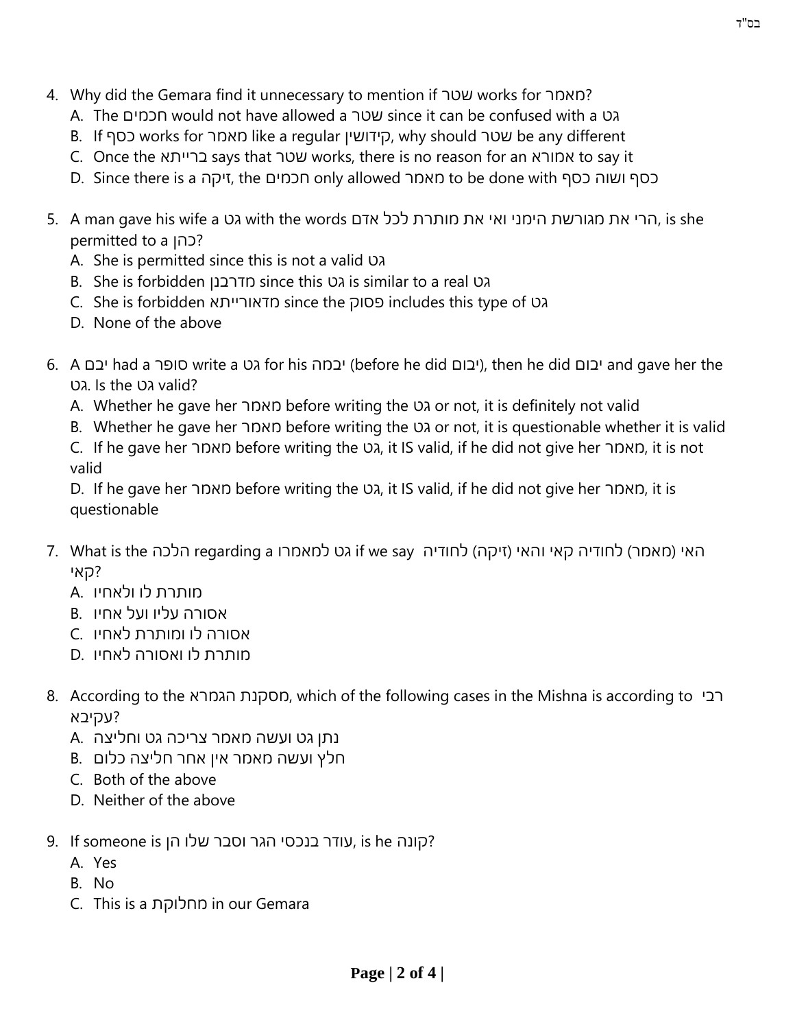4. Why did the Gemara find it unnecessary to mention if שטר works for מאמר?
   A. The חכמים would not have allowed a שטר since it can be confused with a גט
   B. If כסף works for מאמר like a regular קידושין, why should שטר be any different
   C. Once the ברייתא says that שטר works, there is no reason for an אמורא to say it
   D. Since there is a זיקה, the חכמים only allowed מאמר to be done with כסף ושוה כסף

5. A man gave his wife a גט with the words הרי את מגורשת הימני ואי את מותרת לכל אדם, is she permitted to a כהן?
   A. She is permitted since this is not a valid גט
   B. She is forbidden מדרבנן since this גט is similar to a real גט
   C. She is forbidden מדאורייתא since the פסוק includes this type of גט
   D. None of the above

6. A יבם had a סופר write a גט for his יבמה (before he did יבום), then he did יבום and gave her the גט. Is the גט valid?
   A. Whether he gave her מאמר before writing the גט or not, it is definitely not valid
   B. Whether he gave her מאמר before writing the גט or not, it is questionable whether it is valid
   C. If he gave her מאמר before writing the גט, it IS valid, if he did not give her מאמר, it is not valid
   D. If he gave her מאמר before writing the גט, it IS valid, if he did not give her מאמר, it is questionable

7. What is the הלכה regarding a גט למאמרו if we say האי (מאמר) לחודיה קאי והאי (זיקה) לחודיה קאי?
   A. מותרת לו ולאחיו
   B. אסורה עליו ועל אחיו
   C. אסורה לו ומותרת לאחיו
   D. מותרת לו ואסורה לאחיו

8. According to the מסקנת הגמרא, which of the following cases in the Mishna is according to רבי עקיבא?
   A. נתן גט ועשה מאמר צריכה גט וחליצה
   B. חלץ ועשה מאמר אין אחר חליצה כלום
   C. Both of the above
   D. Neither of the above

9. If someone is עודר בנכסי הגר וסבר שלו הן, is he קונה?
   A. Yes
   B. No
   C. This is a מחלוקת in our Gemara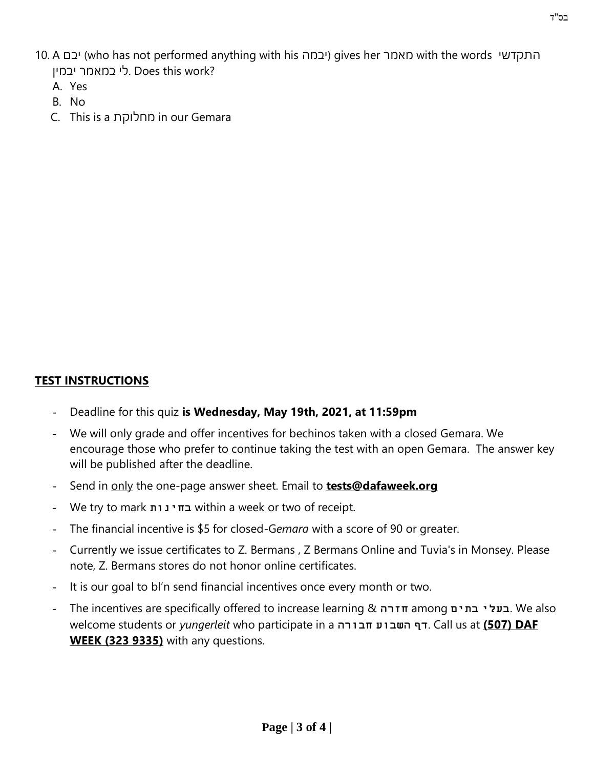10. A יבם (who has not performed anything with his יבמה) gives her מאמר with the words התקדשי לי במאמר יבמין. Does this work?
   - A. Yes
   - B. No
   - C. This is a מחלוקת in our Gemara

## TEST INSTRUCTIONS

- Deadline for this quiz **is Wednesday, May 19th, 2021, at 11:59pm**
- We will only grade and offer incentives for bechinos taken with a closed Gemara. We encourage those who prefer to continue taking the test with an open Gemara. The answer key will be published after the deadline.
- Send in only the one-page answer sheet. Email to **tests@dafaweek.org**
- We try to mark **בחינות** within a week or two of receipt.
- The financial incentive is $5 for closed-G*emara* with a score of 90 or greater.
- Currently we issue certificates to Z. Bermans , Z Bermans Online and Tuvia's in Monsey. Please note, Z. Bermans stores do not honor online certificates.
- It is our goal to bl'n send financial incentives once every month or two.
- The incentives are specifically offered to increase learning & **חזרה** among **בעלי בתים**. We also welcome students or *yungerleit* who participate in a **דף השבוע חבורה**. Call us at **(507) DAF WEEK (323 9335)** with any questions.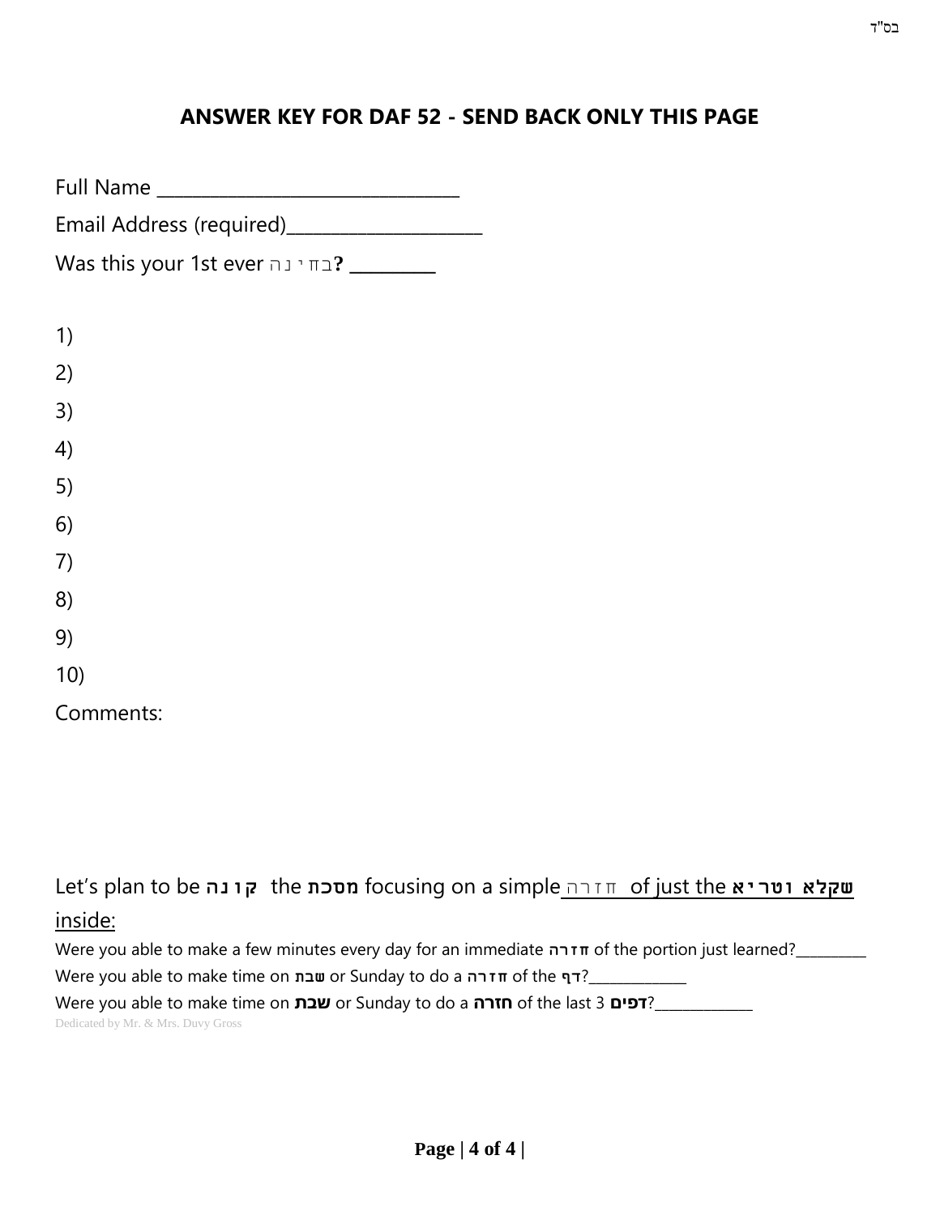בס"ד

## ANSWER KEY FOR DAF 52 - SEND BACK ONLY THIS PAGE

Full Name ________________________________

Email Address (required)_____________________

Was this your 1st ever בחינה**?** _________

1)

2)

3)

4)

5)

6)

7)

8)

9)

10)

Comments:

Let's plan to be **קונה** the **מסכת** focusing on a simple <u>חזרה of just the **שקלא וטריא** inside:</u>

Were you able to make a few minutes every day for an immediate **חזרה** of the portion just learned?_________

Were you able to make time on **שבת** or Sunday to do a **חזרה** of the **דף**?_____________

Were you able to make time on **שבת** or Sunday to do a **חזרה** of the last 3 **דפים**?_____________

Dedicated by Mr. & Mrs. Duvy Gross